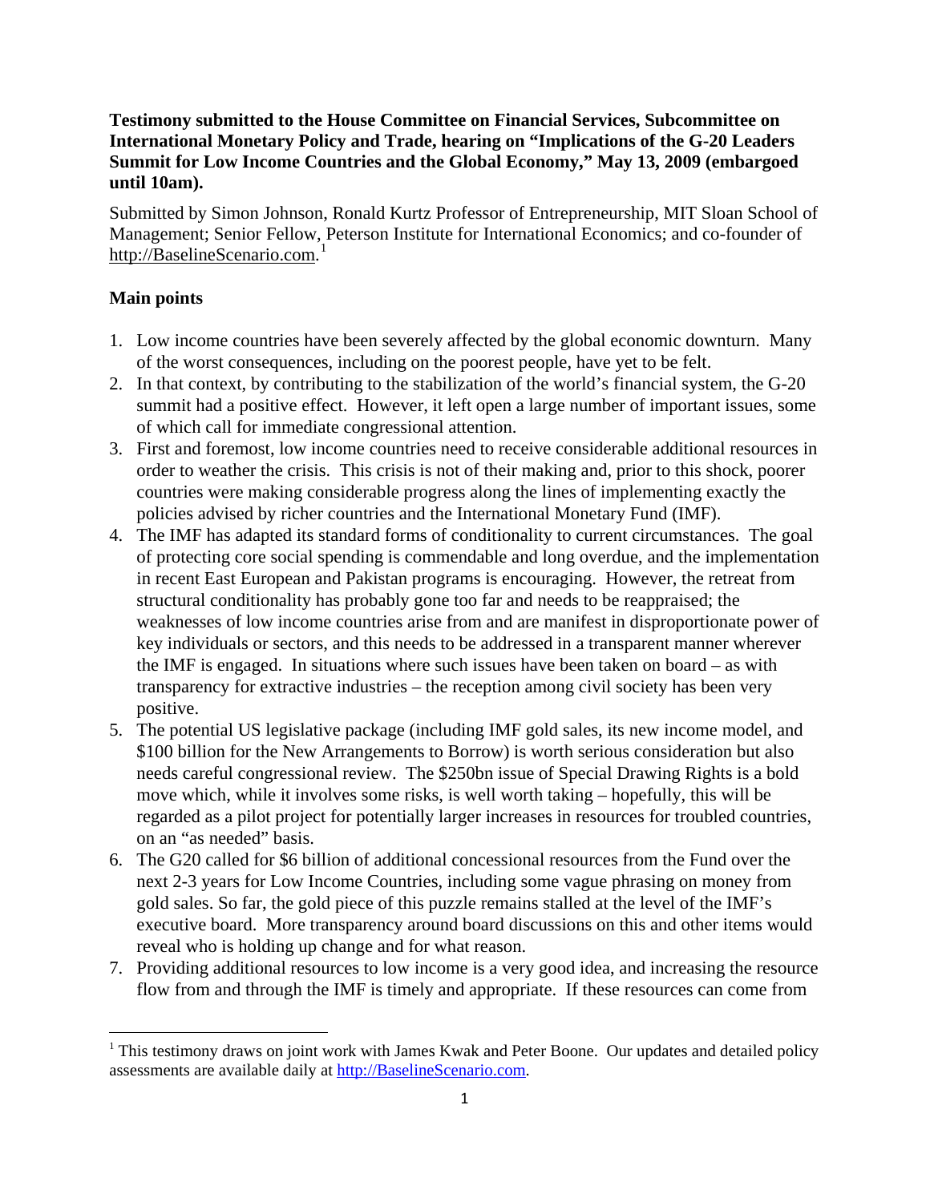**Testimony submitted to the House Committee on Financial Services, Subcommittee on International Monetary Policy and Trade, hearing on "Implications of the G-20 Leaders Summit for Low Income Countries and the Global Economy," May 13, 2009 (embargoed until 10am).**

Submitted by Simon Johnson, Ronald Kurtz Professor of Entrepreneurship, MIT Sloan School of Management; Senior Fellow, Peterson Institute for International Economics; and co-founder of http://BaselineScenario.com.[1]

## Main points

1. Low income countries have been severely affected by the global economic downturn. Many of the worst consequences, including on the poorest people, have yet to be felt.
2. In that context, by contributing to the stabilization of the world's financial system, the G-20 summit had a positive effect. However, it left open a large number of important issues, some of which call for immediate congressional attention.
3. First and foremost, low income countries need to receive considerable additional resources in order to weather the crisis. This crisis is not of their making and, prior to this shock, poorer countries were making considerable progress along the lines of implementing exactly the policies advised by richer countries and the International Monetary Fund (IMF).
4. The IMF has adapted its standard forms of conditionality to current circumstances. The goal of protecting core social spending is commendable and long overdue, and the implementation in recent East European and Pakistan programs is encouraging. However, the retreat from structural conditionality has probably gone too far and needs to be reappraised; the weaknesses of low income countries arise from and are manifest in disproportionate power of key individuals or sectors, and this needs to be addressed in a transparent manner wherever the IMF is engaged. In situations where such issues have been taken on board – as with transparency for extractive industries – the reception among civil society has been very positive.
5. The potential US legislative package (including IMF gold sales, its new income model, and $100 billion for the New Arrangements to Borrow) is worth serious consideration but also needs careful congressional review. The $250bn issue of Special Drawing Rights is a bold move which, while it involves some risks, is well worth taking – hopefully, this will be regarded as a pilot project for potentially larger increases in resources for troubled countries, on an "as needed" basis.
6. The G20 called for $6 billion of additional concessional resources from the Fund over the next 2-3 years for Low Income Countries, including some vague phrasing on money from gold sales. So far, the gold piece of this puzzle remains stalled at the level of the IMF's executive board. More transparency around board discussions on this and other items would reveal who is holding up change and for what reason.
7. Providing additional resources to low income is a very good idea, and increasing the resource flow from and through the IMF is timely and appropriate. If these resources can come from

---

[1] This testimony draws on joint work with James Kwak and Peter Boone. Our updates and detailed policy assessments are available daily at http://BaselineScenario.com.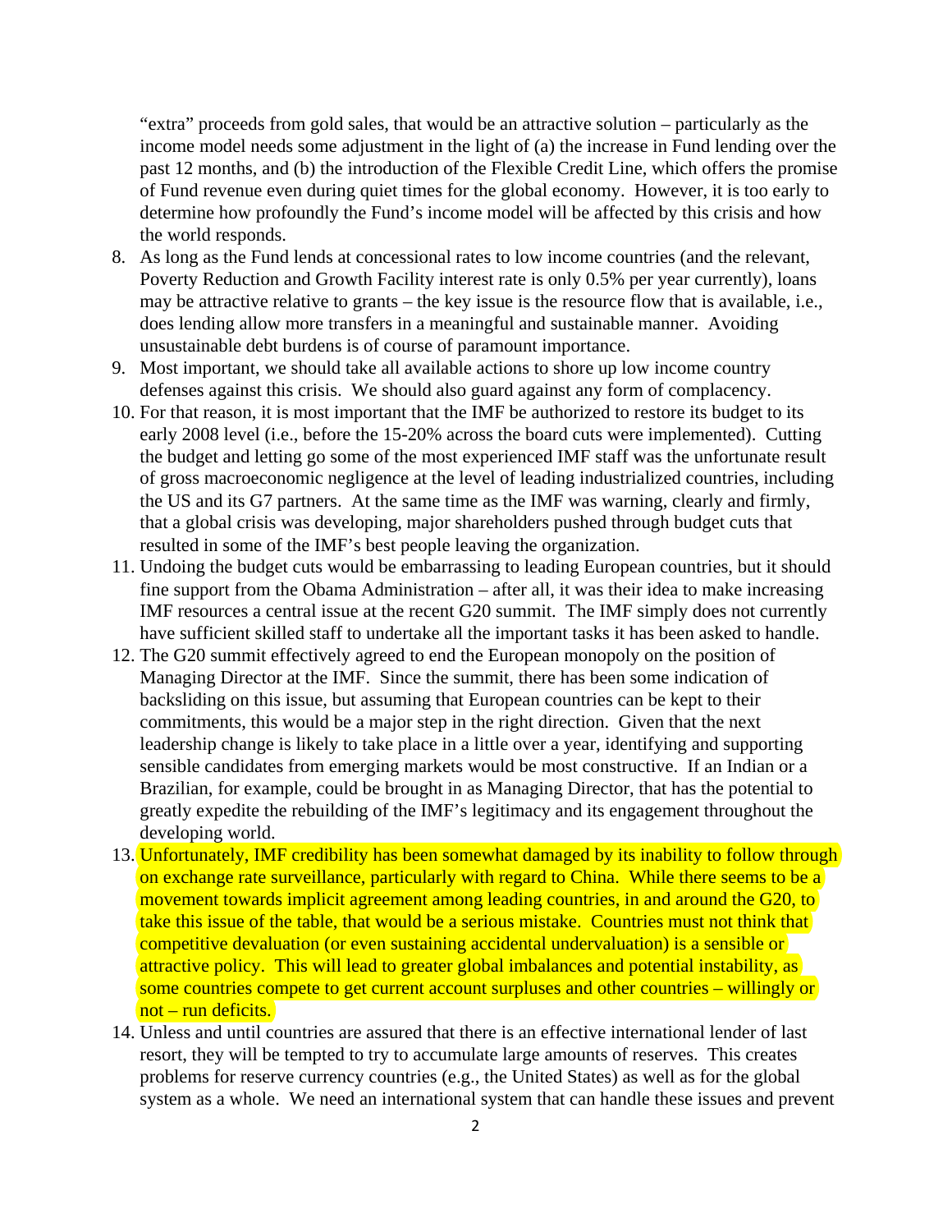"extra" proceeds from gold sales, that would be an attractive solution – particularly as the income model needs some adjustment in the light of (a) the increase in Fund lending over the past 12 months, and (b) the introduction of the Flexible Credit Line, which offers the promise of Fund revenue even during quiet times for the global economy. However, it is too early to determine how profoundly the Fund's income model will be affected by this crisis and how the world responds.

8. As long as the Fund lends at concessional rates to low income countries (and the relevant, Poverty Reduction and Growth Facility interest rate is only 0.5% per year currently), loans may be attractive relative to grants – the key issue is the resource flow that is available, i.e., does lending allow more transfers in a meaningful and sustainable manner. Avoiding unsustainable debt burdens is of course of paramount importance.
9. Most important, we should take all available actions to shore up low income country defenses against this crisis. We should also guard against any form of complacency.
10. For that reason, it is most important that the IMF be authorized to restore its budget to its early 2008 level (i.e., before the 15-20% across the board cuts were implemented). Cutting the budget and letting go some of the most experienced IMF staff was the unfortunate result of gross macroeconomic negligence at the level of leading industrialized countries, including the US and its G7 partners. At the same time as the IMF was warning, clearly and firmly, that a global crisis was developing, major shareholders pushed through budget cuts that resulted in some of the IMF's best people leaving the organization.
11. Undoing the budget cuts would be embarrassing to leading European countries, but it should fine support from the Obama Administration – after all, it was their idea to make increasing IMF resources a central issue at the recent G20 summit. The IMF simply does not currently have sufficient skilled staff to undertake all the important tasks it has been asked to handle.
12. The G20 summit effectively agreed to end the European monopoly on the position of Managing Director at the IMF. Since the summit, there has been some indication of backsliding on this issue, but assuming that European countries can be kept to their commitments, this would be a major step in the right direction. Given that the next leadership change is likely to take place in a little over a year, identifying and supporting sensible candidates from emerging markets would be most constructive. If an Indian or a Brazilian, for example, could be brought in as Managing Director, that has the potential to greatly expedite the rebuilding of the IMF's legitimacy and its engagement throughout the developing world.
13. Unfortunately, IMF credibility has been somewhat damaged by its inability to follow through on exchange rate surveillance, particularly with regard to China. While there seems to be a movement towards implicit agreement among leading countries, in and around the G20, to take this issue of the table, that would be a serious mistake. Countries must not think that competitive devaluation (or even sustaining accidental undervaluation) is a sensible or attractive policy. This will lead to greater global imbalances and potential instability, as some countries compete to get current account surpluses and other countries – willingly or not – run deficits.
14. Unless and until countries are assured that there is an effective international lender of last resort, they will be tempted to try to accumulate large amounts of reserves. This creates problems for reserve currency countries (e.g., the United States) as well as for the global system as a whole. We need an international system that can handle these issues and prevent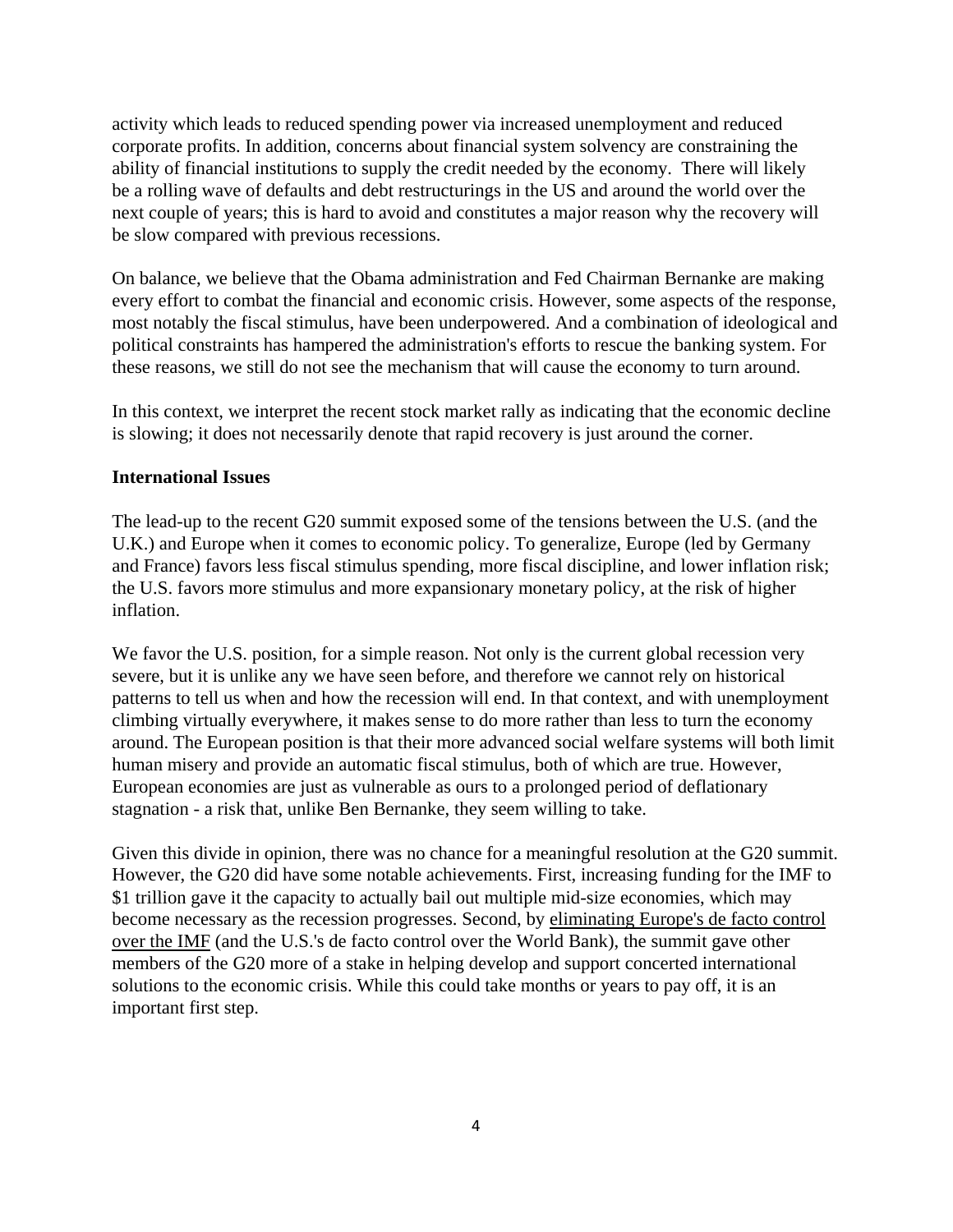activity which leads to reduced spending power via increased unemployment and reduced corporate profits. In addition, concerns about financial system solvency are constraining the ability of financial institutions to supply the credit needed by the economy. There will likely be a rolling wave of defaults and debt restructurings in the US and around the world over the next couple of years; this is hard to avoid and constitutes a major reason why the recovery will be slow compared with previous recessions.

On balance, we believe that the Obama administration and Fed Chairman Bernanke are making every effort to combat the financial and economic crisis. However, some aspects of the response, most notably the fiscal stimulus, have been underpowered. And a combination of ideological and political constraints has hampered the administration's efforts to rescue the banking system. For these reasons, we still do not see the mechanism that will cause the economy to turn around.

In this context, we interpret the recent stock market rally as indicating that the economic decline is slowing; it does not necessarily denote that rapid recovery is just around the corner.

**International Issues**

The lead-up to the recent G20 summit exposed some of the tensions between the U.S. (and the U.K.) and Europe when it comes to economic policy. To generalize, Europe (led by Germany and France) favors less fiscal stimulus spending, more fiscal discipline, and lower inflation risk; the U.S. favors more stimulus and more expansionary monetary policy, at the risk of higher inflation.

We favor the U.S. position, for a simple reason. Not only is the current global recession very severe, but it is unlike any we have seen before, and therefore we cannot rely on historical patterns to tell us when and how the recession will end. In that context, and with unemployment climbing virtually everywhere, it makes sense to do more rather than less to turn the economy around. The European position is that their more advanced social welfare systems will both limit human misery and provide an automatic fiscal stimulus, both of which are true. However, European economies are just as vulnerable as ours to a prolonged period of deflationary stagnation - a risk that, unlike Ben Bernanke, they seem willing to take.

Given this divide in opinion, there was no chance for a meaningful resolution at the G20 summit. However, the G20 did have some notable achievements. First, increasing funding for the IMF to $1 trillion gave it the capacity to actually bail out multiple mid-size economies, which may become necessary as the recession progresses. Second, by eliminating Europe's de facto control over the IMF (and the U.S.'s de facto control over the World Bank), the summit gave other members of the G20 more of a stake in helping develop and support concerted international solutions to the economic crisis. While this could take months or years to pay off, it is an important first step.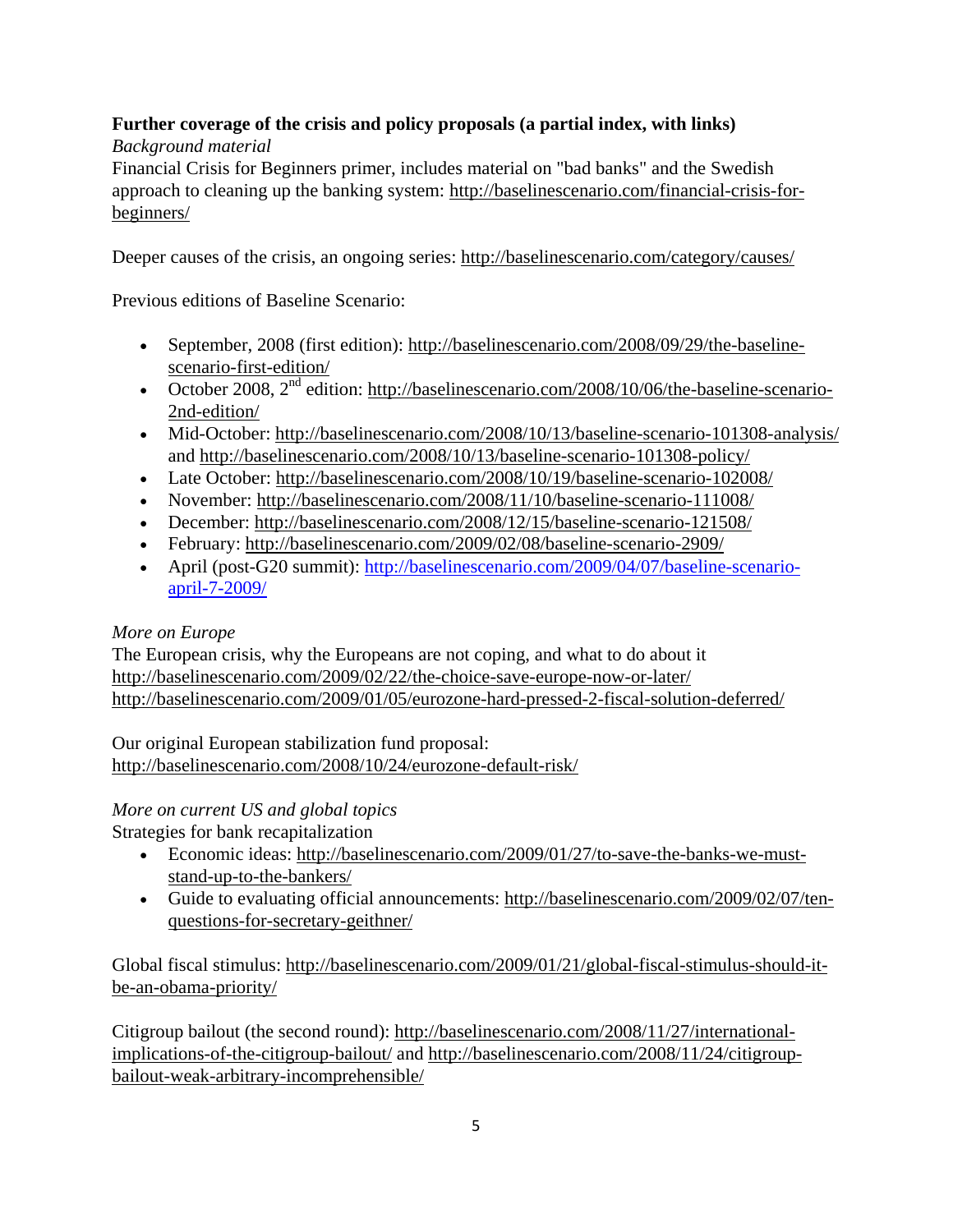**Further coverage of the crisis and policy proposals (a partial index, with links)**

*Background material*

Financial Crisis for Beginners primer, includes material on "bad banks" and the Swedish approach to cleaning up the banking system: http://baselinescenario.com/financial-crisis-for-beginners/

Deeper causes of the crisis, an ongoing series: http://baselinescenario.com/category/causes/

Previous editions of Baseline Scenario:

- September, 2008 (first edition): http://baselinescenario.com/2008/09/29/the-baseline-scenario-first-edition/
- October 2008, 2nd edition: http://baselinescenario.com/2008/10/06/the-baseline-scenario-2nd-edition/
- Mid-October: http://baselinescenario.com/2008/10/13/baseline-scenario-101308-analysis/ and http://baselinescenario.com/2008/10/13/baseline-scenario-101308-policy/
- Late October: http://baselinescenario.com/2008/10/19/baseline-scenario-102008/
- November: http://baselinescenario.com/2008/11/10/baseline-scenario-111008/
- December: http://baselinescenario.com/2008/12/15/baseline-scenario-121508/
- February: http://baselinescenario.com/2009/02/08/baseline-scenario-2909/
- April (post-G20 summit): http://baselinescenario.com/2009/04/07/baseline-scenario-april-7-2009/

*More on Europe*

The European crisis, why the Europeans are not coping, and what to do about it
http://baselinescenario.com/2009/02/22/the-choice-save-europe-now-or-later/
http://baselinescenario.com/2009/01/05/eurozone-hard-pressed-2-fiscal-solution-deferred/

Our original European stabilization fund proposal:
http://baselinescenario.com/2008/10/24/eurozone-default-risk/

*More on current US and global topics*

Strategies for bank recapitalization

- Economic ideas: http://baselinescenario.com/2009/01/27/to-save-the-banks-we-must-stand-up-to-the-bankers/
- Guide to evaluating official announcements: http://baselinescenario.com/2009/02/07/ten-questions-for-secretary-geithner/

Global fiscal stimulus: http://baselinescenario.com/2009/01/21/global-fiscal-stimulus-should-it-be-an-obama-priority/

Citigroup bailout (the second round): http://baselinescenario.com/2008/11/27/international-implications-of-the-citigroup-bailout/ and http://baselinescenario.com/2008/11/24/citigroup-bailout-weak-arbitrary-incomprehensible/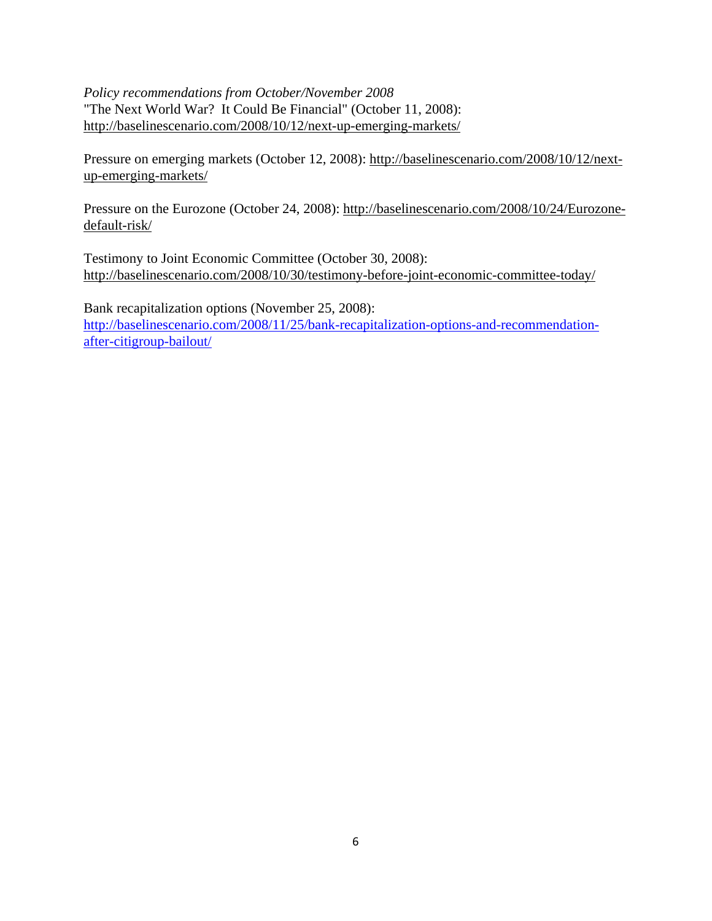*Policy recommendations from October/November 2008*
"The Next World War? It Could Be Financial" (October 11, 2008): http://baselinescenario.com/2008/10/12/next-up-emerging-markets/

Pressure on emerging markets (October 12, 2008): http://baselinescenario.com/2008/10/12/next-up-emerging-markets/

Pressure on the Eurozone (October 24, 2008): http://baselinescenario.com/2008/10/24/Eurozone-default-risk/

Testimony to Joint Economic Committee (October 30, 2008): http://baselinescenario.com/2008/10/30/testimony-before-joint-economic-committee-today/

Bank recapitalization options (November 25, 2008): http://baselinescenario.com/2008/11/25/bank-recapitalization-options-and-recommendation-after-citigroup-bailout/